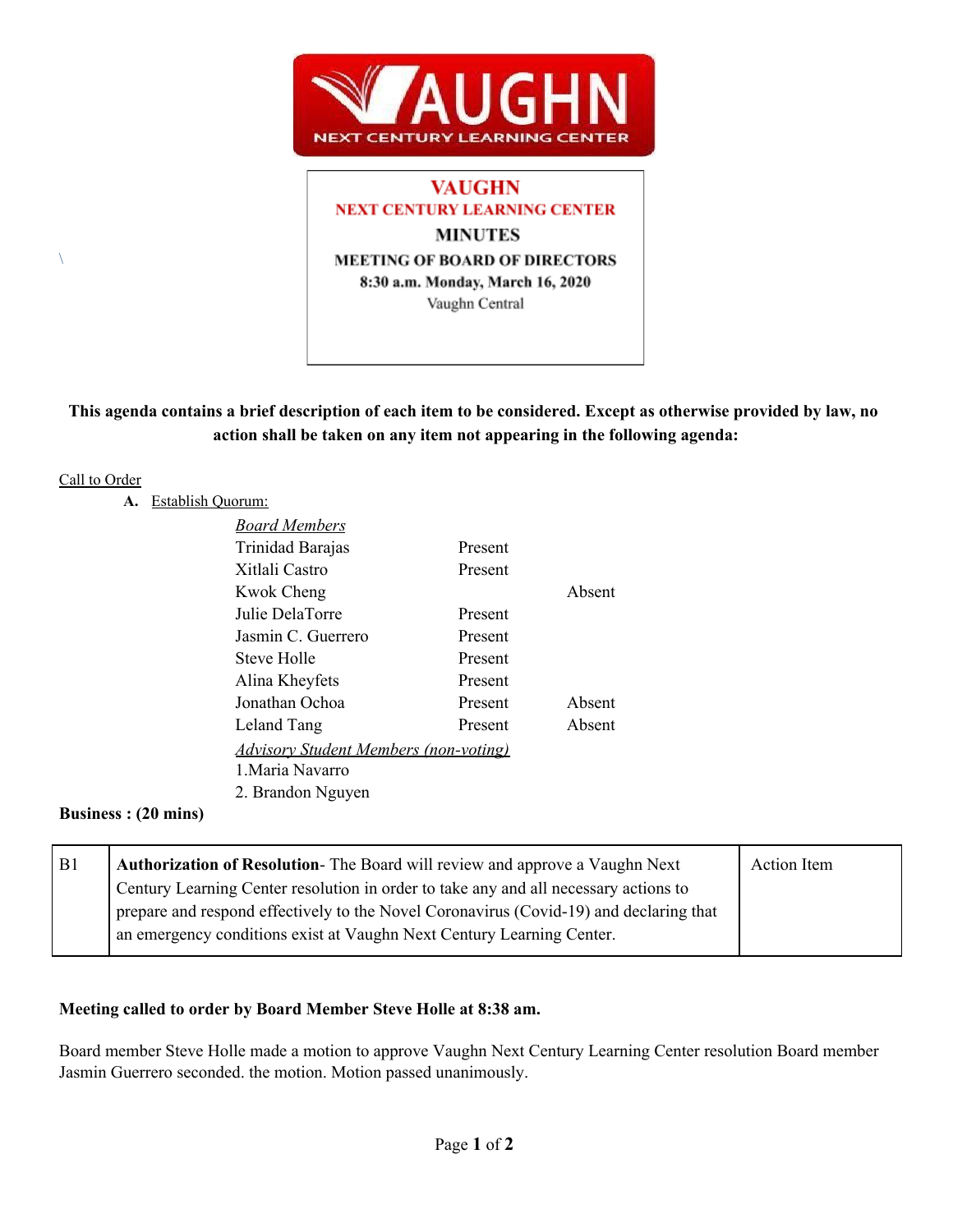# VAUGHN NEXT CENTURY LEARNING CENTER

**VAUGHN**
**NEXT CENTURY LEARNING CENTER**
**MINUTES**
**MEETING OF BOARD OF DIRECTORS**
**8:30 a.m. Monday, March 16, 2020**
Vaughn Central

\

**This agenda contains a brief description of each item to be considered. Except as otherwise provided by law, no action shall be taken on any item not appearing in the following agenda:**

Call to Order

**A.** Establish Quorum:

| *Board Members* | | |
|---|---|---|
| Trinidad Barajas | Present | |
| Xitlali Castro | Present | |
| Kwok Cheng | | Absent |
| Julie DelaTorre | Present | |
| Jasmin C. Guerrero | Present | |
| Steve Holle | Present | |
| Alina Kheyfets | Present | |
| Jonathan Ochoa | Present | Absent |
| Leland Tang | Present | Absent |

*Advisory Student Members (non-voting)*

1.Maria Navarro
2. Brandon Nguyen

**Business : (20 mins)**

| B1 | **Authorization of Resolution**- The Board will review and approve a Vaughn Next Century Learning Center resolution in order to take any and all necessary actions to prepare and respond effectively to the Novel Coronavirus (Covid-19) and declaring that an emergency conditions exist at Vaughn Next Century Learning Center. | Action Item |
|---|---|---|

**Meeting called to order by Board Member Steve Holle at 8:38 am.**

Board member Steve Holle made a motion to approve Vaughn Next Century Learning Center resolution Board member Jasmin Guerrero seconded. the motion. Motion passed unanimously.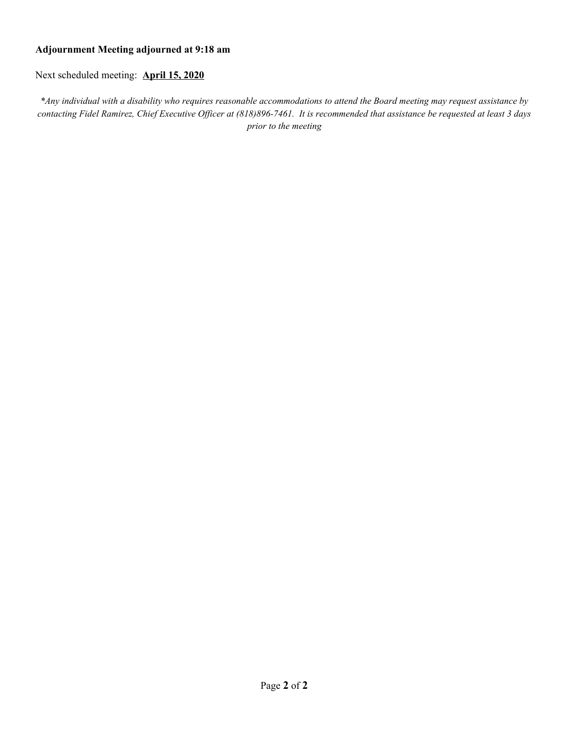**Adjournment Meeting adjourned at 9:18 am**

Next scheduled meeting: **April 15, 2020**

*\*Any individual with a disability who requires reasonable accommodations to attend the Board meeting may request assistance by contacting Fidel Ramirez, Chief Executive Officer at (818)896-7461. It is recommended that assistance be requested at least 3 days prior to the meeting*